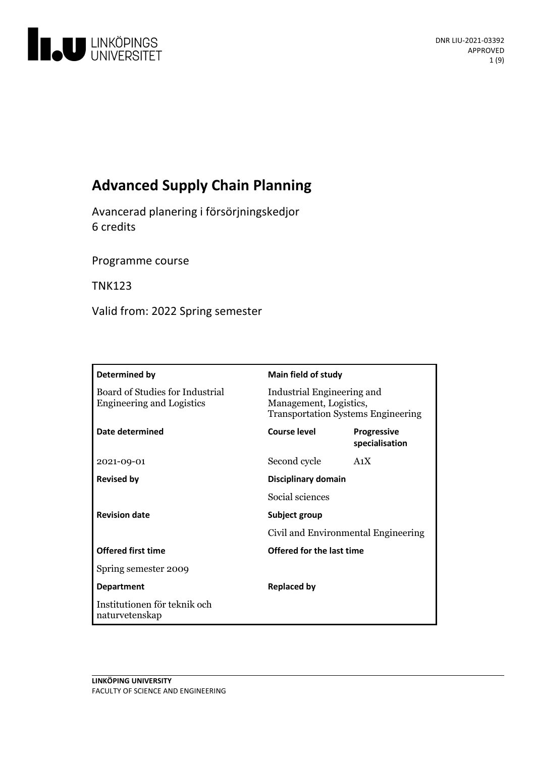DNR LIU-2021-03392
APPROVED

# Advanced Supply Chain Planning

Avancerad planering i försörjningskedjor
6 credits

Programme course

TNK123

Valid from: 2022 Spring semester

| **Determined by** | **Main field of study** | |
|---|---|---|
| Board of Studies for Industrial Engineering and Logistics | Industrial Engineering and Management, Logistics, Transportation Systems Engineering | |
| **Date determined** | **Course level** | **Progressive specialisation** |
| 2021-09-01 | Second cycle | A1X |
| **Revised by** | **Disciplinary domain** | |
| | Social sciences | |
| **Revision date** | **Subject group** | |
| | Civil and Environmental Engineering | |
| **Offered first time** | **Offered for the last time** | |
| Spring semester 2009 | | |
| **Department** | **Replaced by** | |
| Institutionen för teknik och naturvetenskap | | |

LINKÖPING UNIVERSITY
FACULTY OF SCIENCE AND ENGINEERING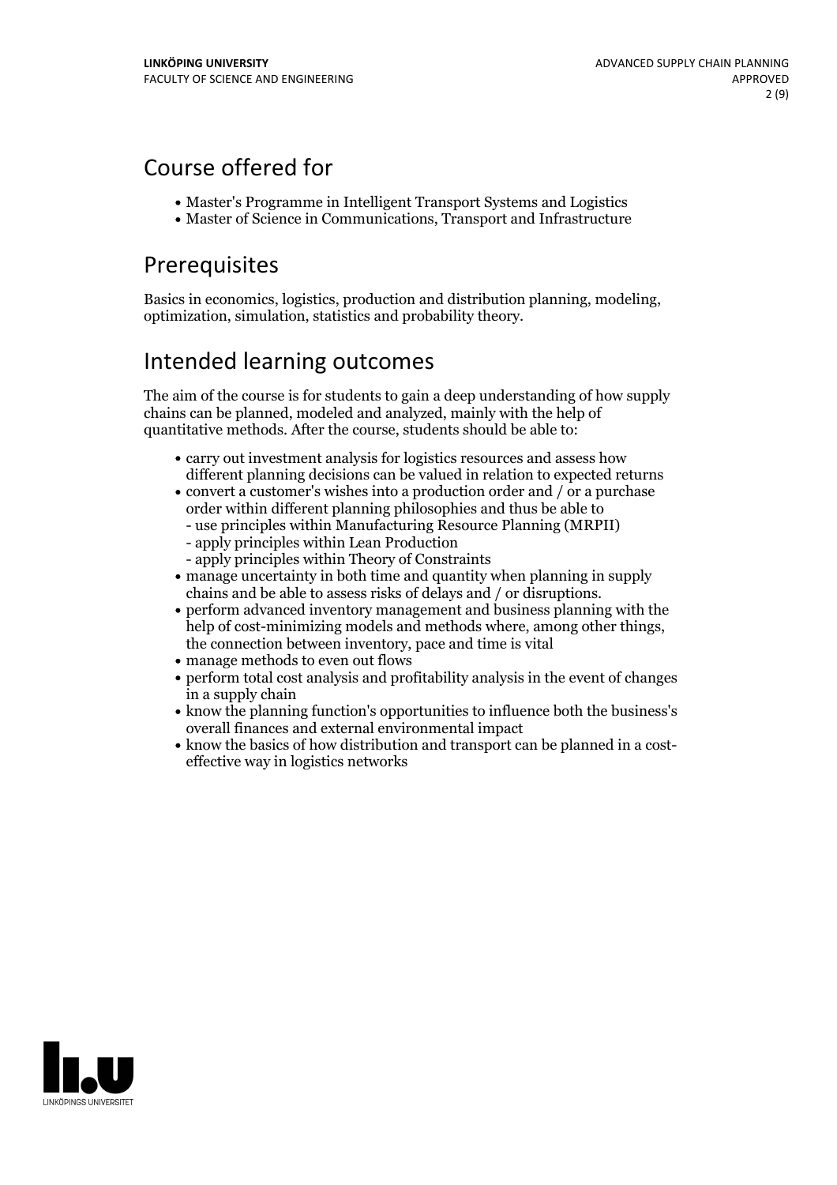## Course offered for

- Master's Programme in Intelligent Transport Systems and Logistics
- Master of Science in Communications, Transport and Infrastructure

## Prerequisites

Basics in economics, logistics, production and distribution planning, modeling, optimization, simulation, statistics and probability theory.

## Intended learning outcomes

The aim of the course is for students to gain a deep understanding of how supply chains can be planned, modeled and analyzed, mainly with the help of quantitative methods. After the course, students should be able to:

- carry out investment analysis for logistics resources and assess how different planning decisions can be valued in relation to expected returns
- convert a customer's wishes into a production order and / or a purchase order within different planning philosophies and thus be able to
  - use principles within Manufacturing Resource Planning (MRPII)
  - apply principles within Lean Production
  - apply principles within Theory of Constraints
- manage uncertainty in both time and quantity when planning in supply chains and be able to assess risks of delays and / or disruptions.
- perform advanced inventory management and business planning with the help of cost-minimizing models and methods where, among other things, the connection between inventory, pace and time is vital
- manage methods to even out flows
- perform total cost analysis and profitability analysis in the event of changes in a supply chain
- know the planning function's opportunities to influence both the business's overall finances and external environmental impact
- know the basics of how distribution and transport can be planned in a cost-effective way in logistics networks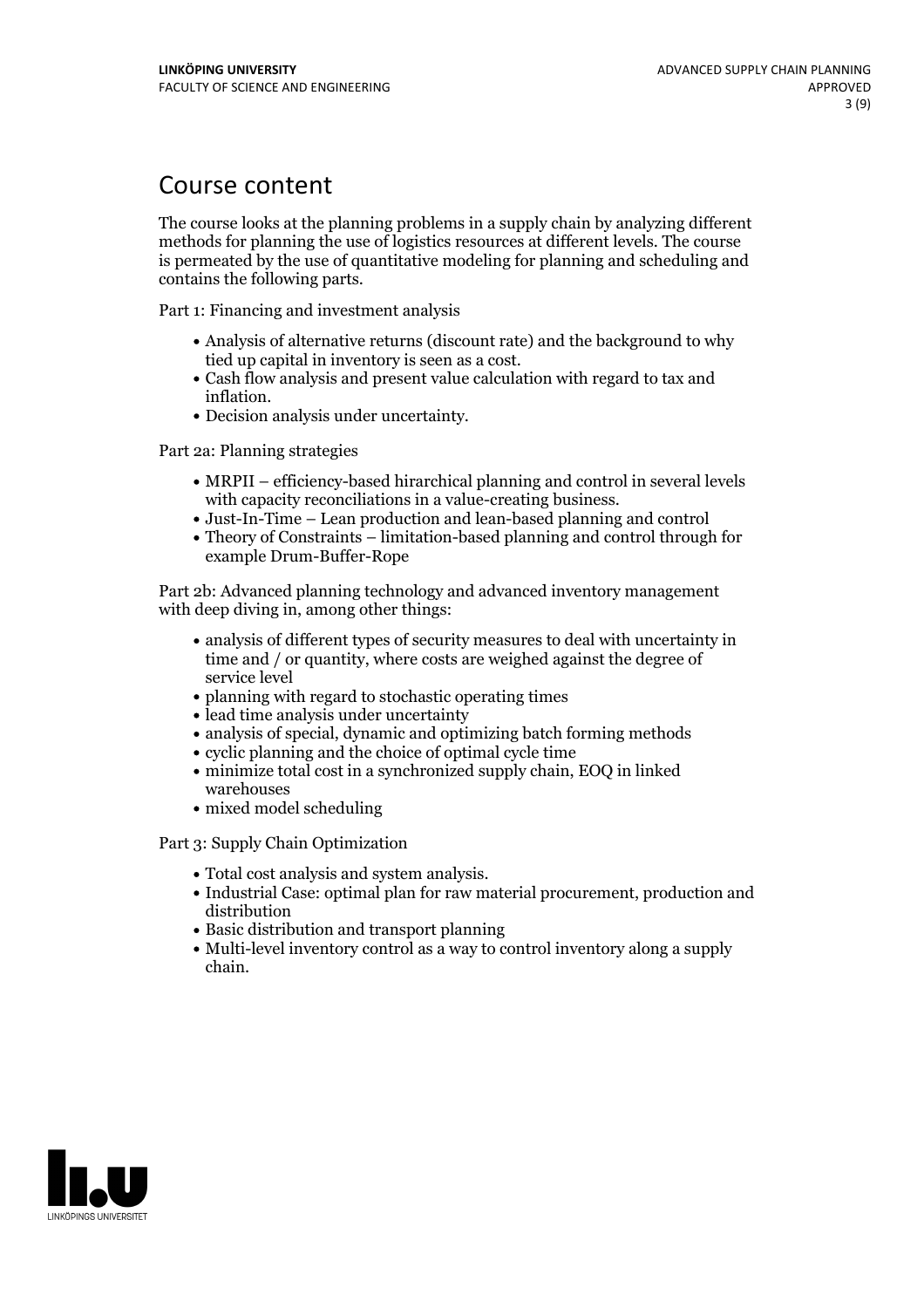# Course content

The course looks at the planning problems in a supply chain by analyzing different methods for planning the use of logistics resources at different levels. The course is permeated by the use of quantitative modeling for planning and scheduling and contains the following parts.

Part 1: Financing and investment analysis

- Analysis of alternative returns (discount rate) and the background to why tied up capital in inventory is seen as a cost.
- Cash flow analysis and present value calculation with regard to tax and inflation.
- Decision analysis under uncertainty.

Part 2a: Planning strategies

- MRPII – efficiency-based hirarchical planning and control in several levels with capacity reconciliations in a value-creating business.
- Just-In-Time – Lean production and lean-based planning and control
- Theory of Constraints – limitation-based planning and control through for example Drum-Buffer-Rope

Part 2b: Advanced planning technology and advanced inventory management with deep diving in, among other things:

- analysis of different types of security measures to deal with uncertainty in time and / or quantity, where costs are weighed against the degree of service level
- planning with regard to stochastic operating times
- lead time analysis under uncertainty
- analysis of special, dynamic and optimizing batch forming methods
- cyclic planning and the choice of optimal cycle time
- minimize total cost in a synchronized supply chain, EOQ in linked warehouses
- mixed model scheduling

Part 3: Supply Chain Optimization

- Total cost analysis and system analysis.
- Industrial Case: optimal plan for raw material procurement, production and distribution
- Basic distribution and transport planning
- Multi-level inventory control as a way to control inventory along a supply chain.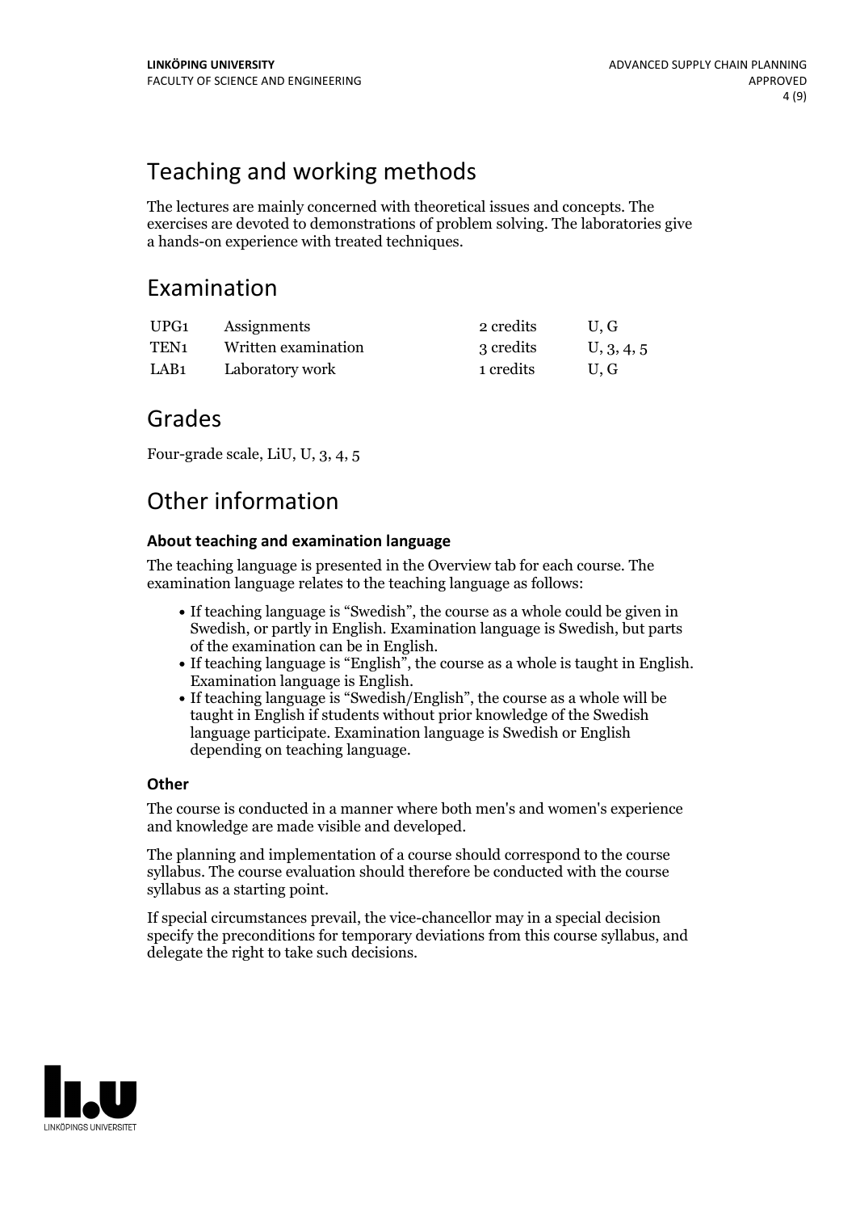# Teaching and working methods

The lectures are mainly concerned with theoretical issues and concepts. The exercises are devoted to demonstrations of problem solving. The laboratories give a hands-on experience with treated techniques.

# Examination

| | | | |
|---|---|---|---|
| UPG1 | Assignments | 2 credits | U, G |
| TEN1 | Written examination | 3 credits | U, 3, 4, 5 |
| LAB1 | Laboratory work | 1 credits | U, G |

# Grades

Four-grade scale, LiU, U, 3, 4, 5

# Other information

### About teaching and examination language

The teaching language is presented in the Overview tab for each course. The examination language relates to the teaching language as follows:

- If teaching language is "Swedish", the course as a whole could be given in Swedish, or partly in English. Examination language is Swedish, but parts of the examination can be in English.
- If teaching language is "English", the course as a whole is taught in English. Examination language is English.
- If teaching language is "Swedish/English", the course as a whole will be taught in English if students without prior knowledge of the Swedish language participate. Examination language is Swedish or English depending on teaching language.

### Other

The course is conducted in a manner where both men's and women's experience and knowledge are made visible and developed.

The planning and implementation of a course should correspond to the course syllabus. The course evaluation should therefore be conducted with the course syllabus as a starting point.

If special circumstances prevail, the vice-chancellor may in a special decision specify the preconditions for temporary deviations from this course syllabus, and delegate the right to take such decisions.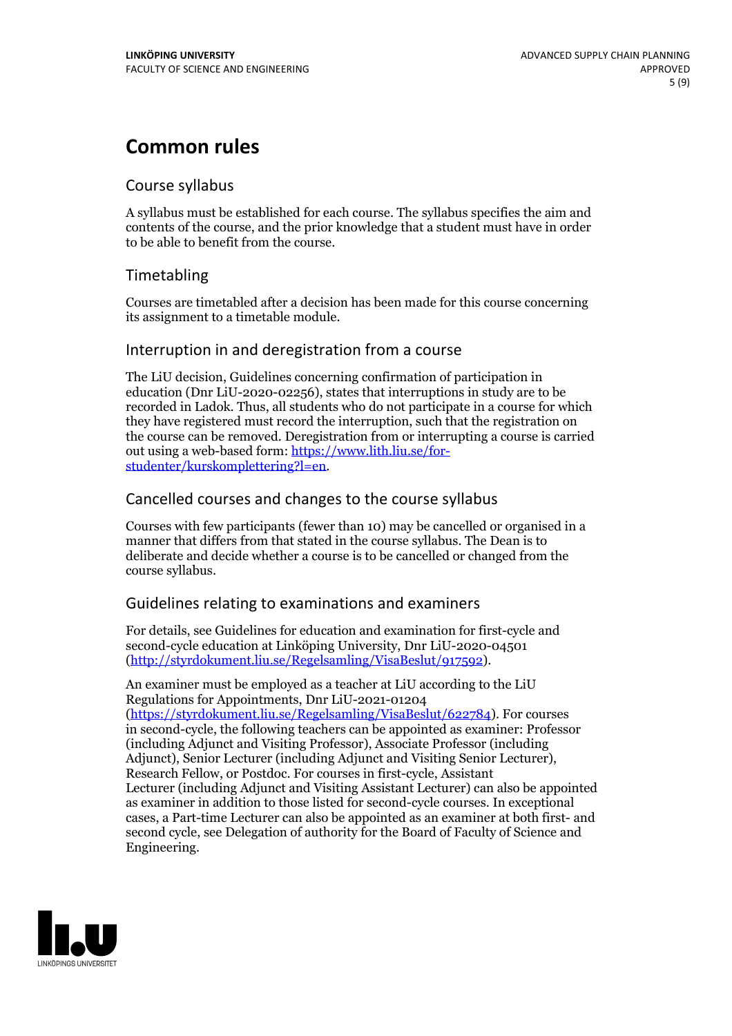# Common rules

## Course syllabus

A syllabus must be established for each course. The syllabus specifies the aim and contents of the course, and the prior knowledge that a student must have in order to be able to benefit from the course.

## Timetabling

Courses are timetabled after a decision has been made for this course concerning its assignment to a timetable module.

## Interruption in and deregistration from a course

The LiU decision, Guidelines concerning confirmation of participation in education (Dnr LiU-2020-02256), states that interruptions in study are to be recorded in Ladok. Thus, all students who do not participate in a course for which they have registered must record the interruption, such that the registration on the course can be removed. Deregistration from or interrupting a course is carried out using a web-based form: [https://www.lith.liu.se/for-studenter/kurskomplettering?l=en](https://www.lith.liu.se/for-studenter/kurskomplettering?l=en).

## Cancelled courses and changes to the course syllabus

Courses with few participants (fewer than 10) may be cancelled or organised in a manner that differs from that stated in the course syllabus. The Dean is to deliberate and decide whether a course is to be cancelled or changed from the course syllabus.

## Guidelines relating to examinations and examiners

For details, see Guidelines for education and examination for first-cycle and second-cycle education at Linköping University, Dnr LiU-2020-04501 ([http://styrdokument.liu.se/Regelsamling/VisaBeslut/917592](http://styrdokument.liu.se/Regelsamling/VisaBeslut/917592)).

An examiner must be employed as a teacher at LiU according to the LiU Regulations for Appointments, Dnr LiU-2021-01204 ([https://styrdokument.liu.se/Regelsamling/VisaBeslut/622784](https://styrdokument.liu.se/Regelsamling/VisaBeslut/622784)). For courses in second-cycle, the following teachers can be appointed as examiner: Professor (including Adjunct and Visiting Professor), Associate Professor (including Adjunct), Senior Lecturer (including Adjunct and Visiting Senior Lecturer), Research Fellow, or Postdoc. For courses in first-cycle, Assistant Lecturer (including Adjunct and Visiting Assistant Lecturer) can also be appointed as examiner in addition to those listed for second-cycle courses. In exceptional cases, a Part-time Lecturer can also be appointed as an examiner at both first- and second cycle, see Delegation of authority for the Board of Faculty of Science and Engineering.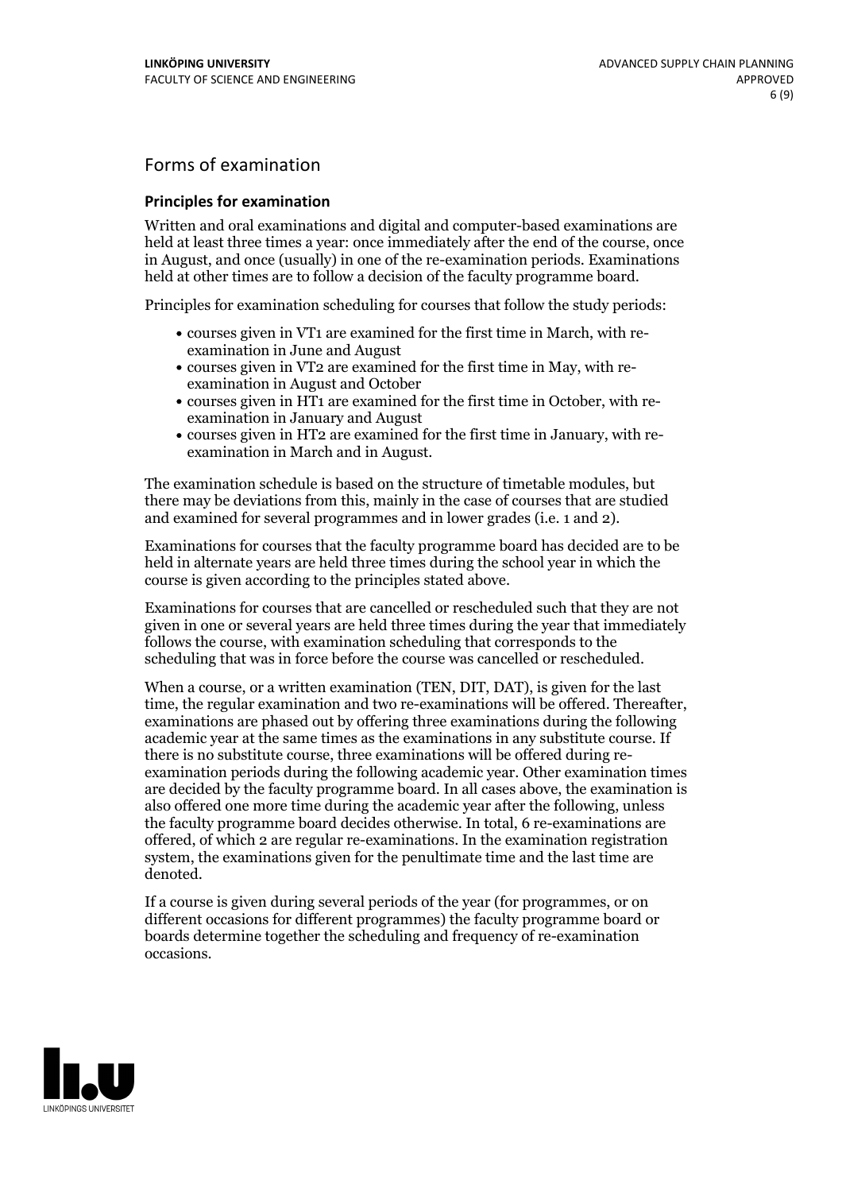## Forms of examination

### Principles for examination

Written and oral examinations and digital and computer-based examinations are held at least three times a year: once immediately after the end of the course, once in August, and once (usually) in one of the re-examination periods. Examinations held at other times are to follow a decision of the faculty programme board.

Principles for examination scheduling for courses that follow the study periods:

- courses given in VT1 are examined for the first time in March, with re-examination in June and August
- courses given in VT2 are examined for the first time in May, with re-examination in August and October
- courses given in HT1 are examined for the first time in October, with re-examination in January and August
- courses given in HT2 are examined for the first time in January, with re-examination in March and in August.

The examination schedule is based on the structure of timetable modules, but there may be deviations from this, mainly in the case of courses that are studied and examined for several programmes and in lower grades (i.e. 1 and 2).

Examinations for courses that the faculty programme board has decided are to be held in alternate years are held three times during the school year in which the course is given according to the principles stated above.

Examinations for courses that are cancelled or rescheduled such that they are not given in one or several years are held three times during the year that immediately follows the course, with examination scheduling that corresponds to the scheduling that was in force before the course was cancelled or rescheduled.

When a course, or a written examination (TEN, DIT, DAT), is given for the last time, the regular examination and two re-examinations will be offered. Thereafter, examinations are phased out by offering three examinations during the following academic year at the same times as the examinations in any substitute course. If there is no substitute course, three examinations will be offered during re-examination periods during the following academic year. Other examination times are decided by the faculty programme board. In all cases above, the examination is also offered one more time during the academic year after the following, unless the faculty programme board decides otherwise. In total, 6 re-examinations are offered, of which 2 are regular re-examinations. In the examination registration system, the examinations given for the penultimate time and the last time are denoted.

If a course is given during several periods of the year (for programmes, or on different occasions for different programmes) the faculty programme board or boards determine together the scheduling and frequency of re-examination occasions.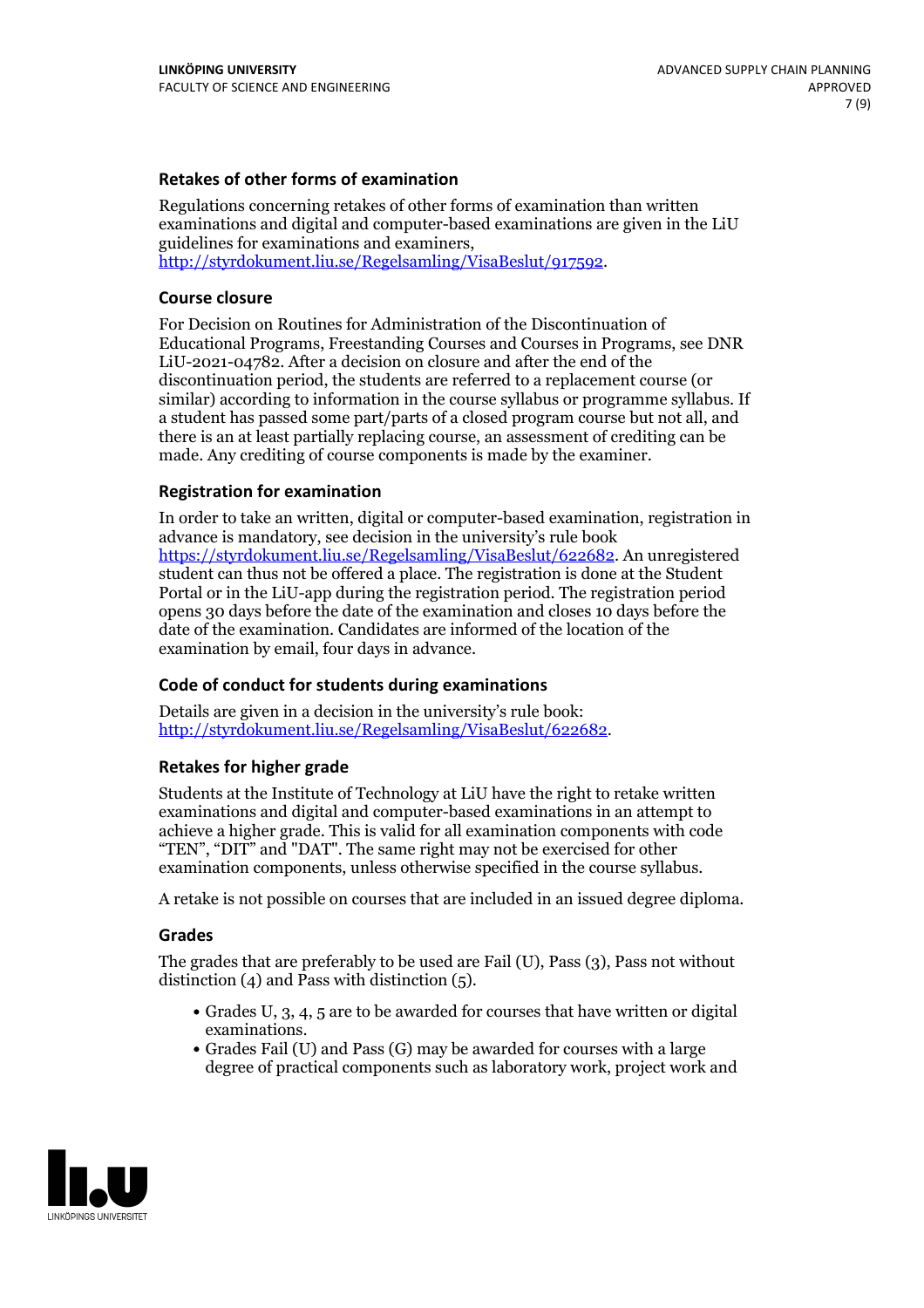### Retakes of other forms of examination

Regulations concerning retakes of other forms of examination than written examinations and digital and computer-based examinations are given in the LiU guidelines for examinations and examiners, http://styrdokument.liu.se/Regelsamling/VisaBeslut/917592.

### Course closure

For Decision on Routines for Administration of the Discontinuation of Educational Programs, Freestanding Courses and Courses in Programs, see DNR LiU-2021-04782. After a decision on closure and after the end of the discontinuation period, the students are referred to a replacement course (or similar) according to information in the course syllabus or programme syllabus. If a student has passed some part/parts of a closed program course but not all, and there is an at least partially replacing course, an assessment of crediting can be made. Any crediting of course components is made by the examiner.

### Registration for examination

In order to take an written, digital or computer-based examination, registration in advance is mandatory, see decision in the university's rule book https://styrdokument.liu.se/Regelsamling/VisaBeslut/622682. An unregistered student can thus not be offered a place. The registration is done at the Student Portal or in the LiU-app during the registration period. The registration period opens 30 days before the date of the examination and closes 10 days before the date of the examination. Candidates are informed of the location of the examination by email, four days in advance.

### Code of conduct for students during examinations

Details are given in a decision in the university's rule book: http://styrdokument.liu.se/Regelsamling/VisaBeslut/622682.

### Retakes for higher grade

Students at the Institute of Technology at LiU have the right to retake written examinations and digital and computer-based examinations in an attempt to achieve a higher grade. This is valid for all examination components with code "TEN", "DIT" and "DAT". The same right may not be exercised for other examination components, unless otherwise specified in the course syllabus.

A retake is not possible on courses that are included in an issued degree diploma.

### Grades

The grades that are preferably to be used are Fail (U), Pass (3), Pass not without distinction (4) and Pass with distinction (5).

- Grades U, 3, 4, 5 are to be awarded for courses that have written or digital examinations.
- Grades Fail (U) and Pass (G) may be awarded for courses with a large degree of practical components such as laboratory work, project work and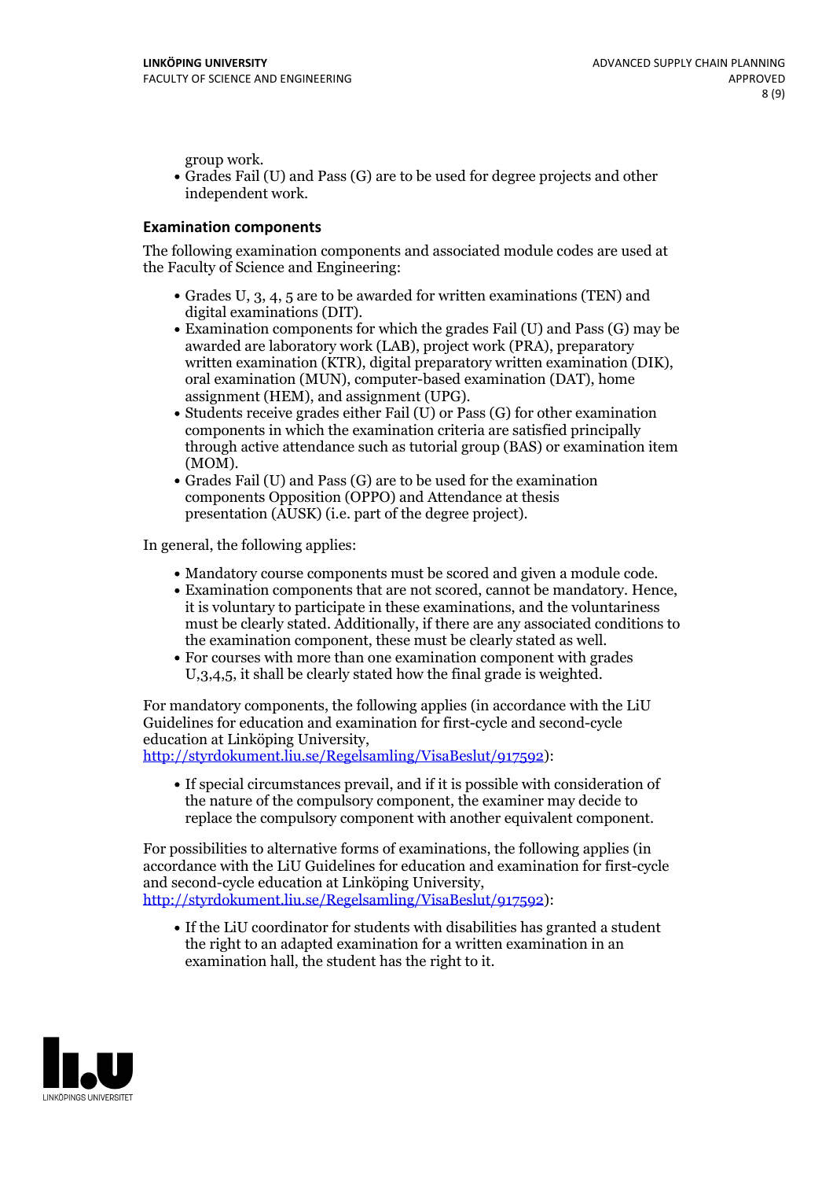group work.

- Grades Fail (U) and Pass (G) are to be used for degree projects and other independent work.

### Examination components

The following examination components and associated module codes are used at the Faculty of Science and Engineering:

- Grades U, 3, 4, 5 are to be awarded for written examinations (TEN) and digital examinations (DIT).
- Examination components for which the grades Fail (U) and Pass (G) may be awarded are laboratory work (LAB), project work (PRA), preparatory written examination (KTR), digital preparatory written examination (DIK), oral examination (MUN), computer-based examination (DAT), home assignment (HEM), and assignment (UPG).
- Students receive grades either Fail (U) or Pass (G) for other examination components in which the examination criteria are satisfied principally through active attendance such as tutorial group (BAS) or examination item (MOM).
- Grades Fail (U) and Pass (G) are to be used for the examination components Opposition (OPPO) and Attendance at thesis presentation (AUSK) (i.e. part of the degree project).

In general, the following applies:

- Mandatory course components must be scored and given a module code.
- Examination components that are not scored, cannot be mandatory. Hence, it is voluntary to participate in these examinations, and the voluntariness must be clearly stated. Additionally, if there are any associated conditions to the examination component, these must be clearly stated as well.
- For courses with more than one examination component with grades U,3,4,5, it shall be clearly stated how the final grade is weighted.

For mandatory components, the following applies (in accordance with the LiU Guidelines for education and examination for first-cycle and second-cycle education at Linköping University, http://styrdokument.liu.se/Regelsamling/VisaBeslut/917592):

- If special circumstances prevail, and if it is possible with consideration of the nature of the compulsory component, the examiner may decide to replace the compulsory component with another equivalent component.

For possibilities to alternative forms of examinations, the following applies (in accordance with the LiU Guidelines for education and examination for first-cycle and second-cycle education at Linköping University, http://styrdokument.liu.se/Regelsamling/VisaBeslut/917592):

- If the LiU coordinator for students with disabilities has granted a student the right to an adapted examination for a written examination in an examination hall, the student has the right to it.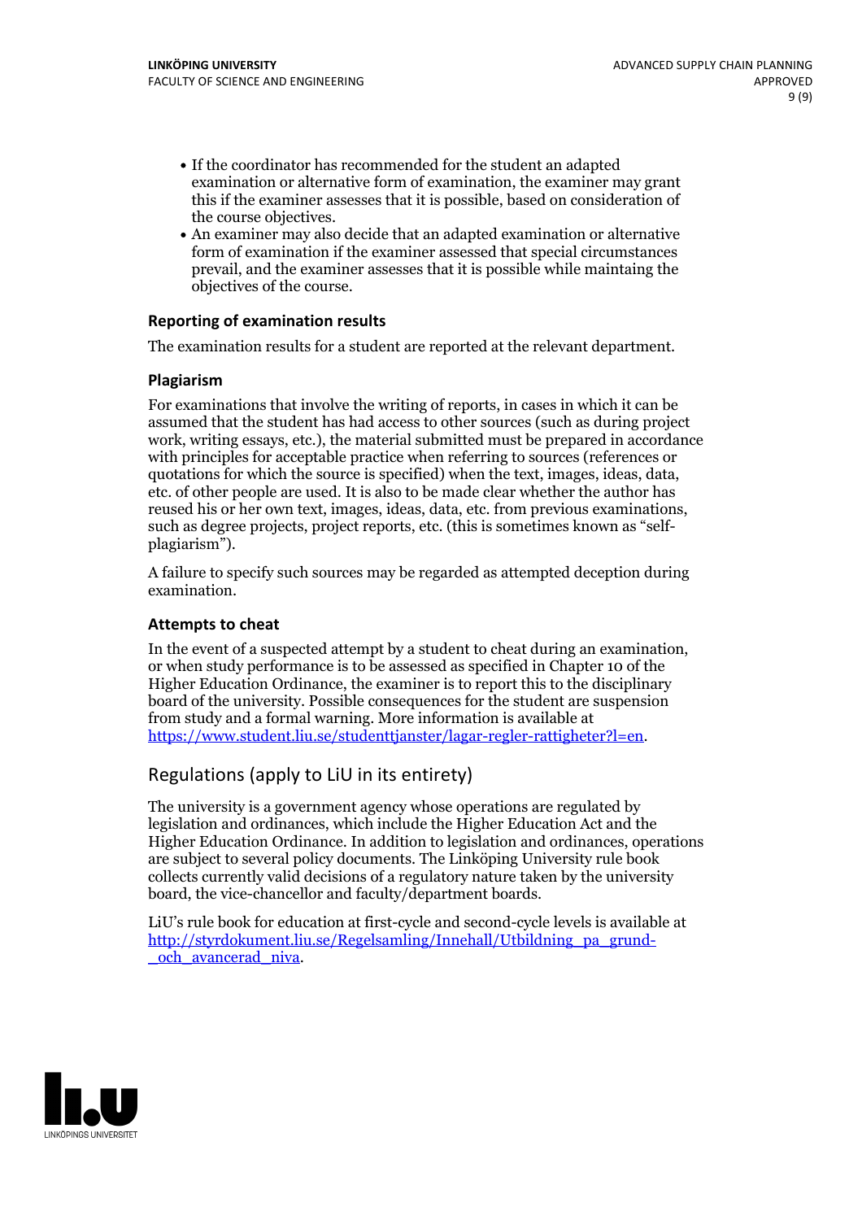- If the coordinator has recommended for the student an adapted examination or alternative form of examination, the examiner may grant this if the examiner assesses that it is possible, based on consideration of the course objectives.
- An examiner may also decide that an adapted examination or alternative form of examination if the examiner assessed that special circumstances prevail, and the examiner assesses that it is possible while maintaing the objectives of the course.

### Reporting of examination results

The examination results for a student are reported at the relevant department.

### Plagiarism

For examinations that involve the writing of reports, in cases in which it can be assumed that the student has had access to other sources (such as during project work, writing essays, etc.), the material submitted must be prepared in accordance with principles for acceptable practice when referring to sources (references or quotations for which the source is specified) when the text, images, ideas, data, etc. of other people are used. It is also to be made clear whether the author has reused his or her own text, images, ideas, data, etc. from previous examinations, such as degree projects, project reports, etc. (this is sometimes known as "self-plagiarism").

A failure to specify such sources may be regarded as attempted deception during examination.

### Attempts to cheat

In the event of a suspected attempt by a student to cheat during an examination, or when study performance is to be assessed as specified in Chapter 10 of the Higher Education Ordinance, the examiner is to report this to the disciplinary board of the university. Possible consequences for the student are suspension from study and a formal warning. More information is available at https://www.student.liu.se/studenttjanster/lagar-regler-rattigheter?l=en.

## Regulations (apply to LiU in its entirety)

The university is a government agency whose operations are regulated by legislation and ordinances, which include the Higher Education Act and the Higher Education Ordinance. In addition to legislation and ordinances, operations are subject to several policy documents. The Linköping University rule book collects currently valid decisions of a regulatory nature taken by the university board, the vice-chancellor and faculty/department boards.

LiU's rule book for education at first-cycle and second-cycle levels is available at http://styrdokument.liu.se/Regelsamling/Innehall/Utbildning_pa_grund-_och_avancerad_niva.